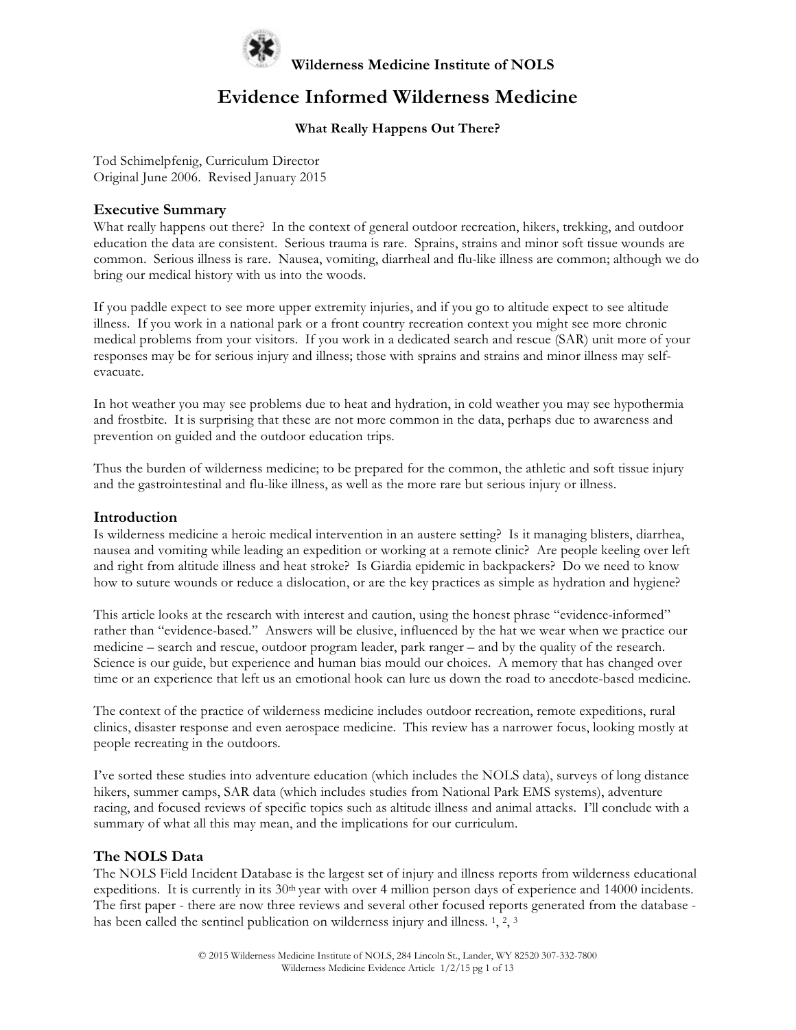Wilderness Medicine Institute of NOLS

# Evidence Informed Wilderness Medicine

**What Really Happens Out There?**

Tod Schimelpfenig, Curriculum Director
Original June 2006. Revised January 2015

## Executive Summary

What really happens out there? In the context of general outdoor recreation, hikers, trekking, and outdoor education the data are consistent. Serious trauma is rare. Sprains, strains and minor soft tissue wounds are common. Serious illness is rare. Nausea, vomiting, diarrheal and flu-like illness are common; although we do bring our medical history with us into the woods.

If you paddle expect to see more upper extremity injuries, and if you go to altitude expect to see altitude illness. If you work in a national park or a front country recreation context you might see more chronic medical problems from your visitors. If you work in a dedicated search and rescue (SAR) unit more of your responses may be for serious injury and illness; those with sprains and strains and minor illness may self-evacuate.

In hot weather you may see problems due to heat and hydration, in cold weather you may see hypothermia and frostbite. It is surprising that these are not more common in the data, perhaps due to awareness and prevention on guided and the outdoor education trips.

Thus the burden of wilderness medicine; to be prepared for the common, the athletic and soft tissue injury and the gastrointestinal and flu-like illness, as well as the more rare but serious injury or illness.

## Introduction

Is wilderness medicine a heroic medical intervention in an austere setting? Is it managing blisters, diarrhea, nausea and vomiting while leading an expedition or working at a remote clinic? Are people keeling over left and right from altitude illness and heat stroke? Is Giardia epidemic in backpackers? Do we need to know how to suture wounds or reduce a dislocation, or are the key practices as simple as hydration and hygiene?

This article looks at the research with interest and caution, using the honest phrase "evidence-informed" rather than "evidence-based." Answers will be elusive, influenced by the hat we wear when we practice our medicine – search and rescue, outdoor program leader, park ranger – and by the quality of the research. Science is our guide, but experience and human bias mould our choices. A memory that has changed over time or an experience that left us an emotional hook can lure us down the road to anecdote-based medicine.

The context of the practice of wilderness medicine includes outdoor recreation, remote expeditions, rural clinics, disaster response and even aerospace medicine. This review has a narrower focus, looking mostly at people recreating in the outdoors.

I've sorted these studies into adventure education (which includes the NOLS data), surveys of long distance hikers, summer camps, SAR data (which includes studies from National Park EMS systems), adventure racing, and focused reviews of specific topics such as altitude illness and animal attacks. I'll conclude with a summary of what all this may mean, and the implications for our curriculum.

## The NOLS Data

The NOLS Field Incident Database is the largest set of injury and illness reports from wilderness educational expeditions. It is currently in its 30th year with over 4 million person days of experience and 14000 incidents. The first paper - there are now three reviews and several other focused reports generated from the database - has been called the sentinel publication on wilderness injury and illness. [1], [2], [3]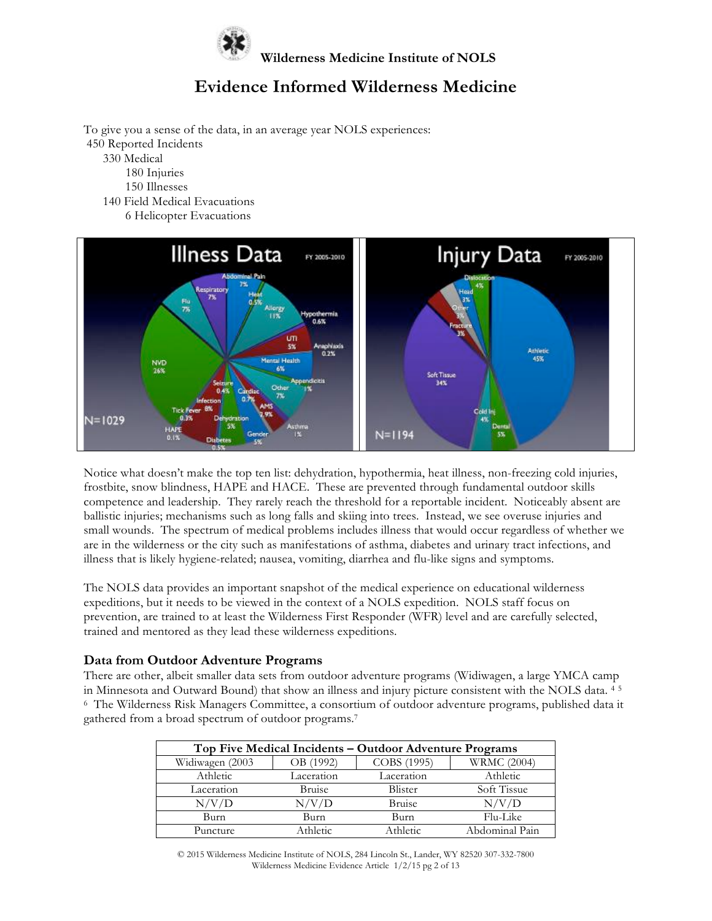To give you a sense of the data, in an average year NOLS experiences:

- 450 Reported Incidents
    - 330 Medical
        - 180 Injuries
        - 150 Illnesses
    - 140 Field Medical Evacuations
        - 6 Helicopter Evacuations

Notice what doesn't make the top ten list: dehydration, hypothermia, heat illness, non-freezing cold injuries, frostbite, snow blindness, HAPE and HACE. These are prevented through fundamental outdoor skills competence and leadership. They rarely reach the threshold for a reportable incident. Noticeably absent are ballistic injuries; mechanisms such as long falls and skiing into trees. Instead, we see overuse injuries and small wounds. The spectrum of medical problems includes illness that would occur regardless of whether we are in the wilderness or the city such as manifestations of asthma, diabetes and urinary tract infections, and illness that is likely hygiene-related; nausea, vomiting, diarrhea and flu-like signs and symptoms.

The NOLS data provides an important snapshot of the medical experience on educational wilderness expeditions, but it needs to be viewed in the context of a NOLS expedition. NOLS staff focus on prevention, are trained to at least the Wilderness First Responder (WFR) level and are carefully selected, trained and mentored as they lead these wilderness expeditions.

## Data from Outdoor Adventure Programs

There are other, albeit smaller data sets from outdoor adventure programs (Widiwagen, a large YMCA camp in Minnesota and Outward Bound) that show an illness and injury picture consistent with the NOLS data. [4] [5] [6] The Wilderness Risk Managers Committee, a consortium of outdoor adventure programs, published data it gathered from a broad spectrum of outdoor programs.[7]

| Top Five Medical Incidents – Outdoor Adventure Programs | | | |
|---|---|---|---|
| Widiwagen (2003 | OB (1992) | COBS (1995) | WRMC (2004) |
| Athletic | Laceration | Laceration | Athletic |
| Laceration | Bruise | Blister | Soft Tissue |
| N/V/D | N/V/D | Bruise | N/V/D |
| Burn | Burn | Burn | Flu-Like |
| Puncture | Athletic | Athletic | Abdominal Pain |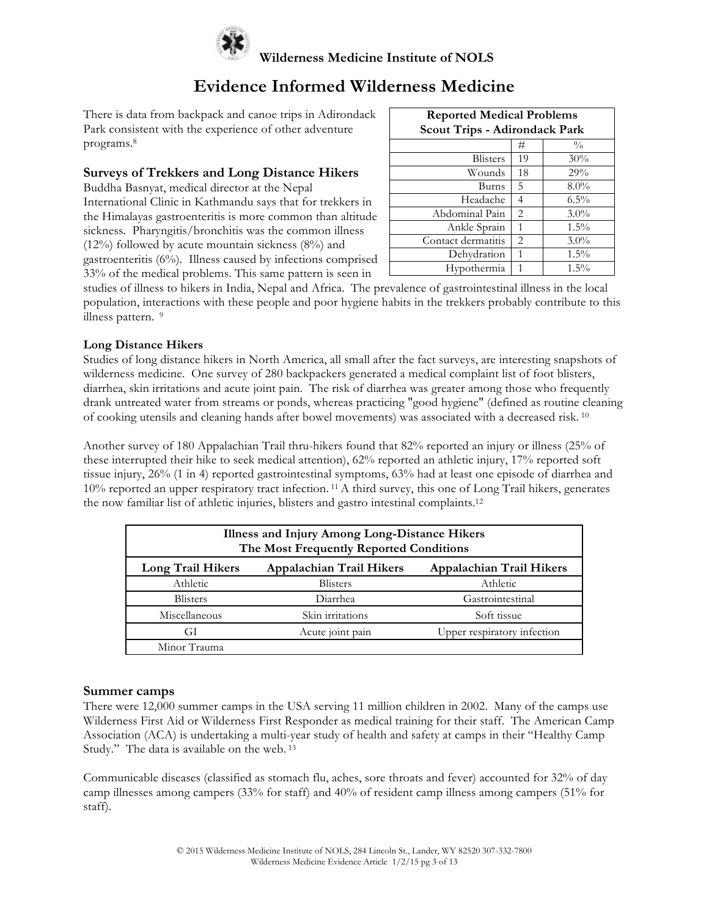There is data from backpack and canoe trips in Adirondack Park consistent with the experience of other adventure programs.[8]

| Reported Medical Problems Scout Trips - Adirondack Park | | |
|---|---|---|
| | # | % |
| Blisters | 19 | 30% |
| Wounds | 18 | 29% |
| Burns | 5 | 8.0% |
| Headache | 4 | 6.5% |
| Abdominal Pain | 2 | 3.0% |
| Ankle Sprain | 1 | 1.5% |
| Contact dermatitis | 2 | 3.0% |
| Dehydration | 1 | 1.5% |
| Hypothermia | 1 | 1.5% |

## Surveys of Trekkers and Long Distance Hikers

Buddha Basnyat, medical director at the Nepal International Clinic in Kathmandu says that for trekkers in the Himalayas gastroenteritis is more common than altitude sickness. Pharyngitis/bronchitis was the common illness (12%) followed by acute mountain sickness (8%) and gastroenteritis (6%). Illness caused by infections comprised 33% of the medical problems. This same pattern is seen in studies of illness to hikers in India, Nepal and Africa. The prevalence of gastrointestinal illness in the local population, interactions with these people and poor hygiene habits in the trekkers probably contribute to this illness pattern. [9]

### Long Distance Hikers

Studies of long distance hikers in North America, all small after the fact surveys, are interesting snapshots of wilderness medicine. One survey of 280 backpackers generated a medical complaint list of foot blisters, diarrhea, skin irritations and acute joint pain. The risk of diarrhea was greater among those who frequently drank untreated water from streams or ponds, whereas practicing "good hygiene" (defined as routine cleaning of cooking utensils and cleaning hands after bowel movements) was associated with a decreased risk. [10]

Another survey of 180 Appalachian Trail thru-hikers found that 82% reported an injury or illness (25% of these interrupted their hike to seek medical attention), 62% reported an athletic injury, 17% reported soft tissue injury, 26% (1 in 4) reported gastrointestinal symptoms, 63% had at least one episode of diarrhea and 10% reported an upper respiratory tract infection. [11] A third survey, this one of Long Trail hikers, generates the now familiar list of athletic injuries, blisters and gastro intestinal complaints.[12]

| Illness and Injury Among Long-Distance Hikers The Most Frequently Reported Conditions | | |
|---|---|---|
| **Long Trail Hikers** | **Appalachian Trail Hikers** | **Appalachian Trail Hikers** |
| Athletic | Blisters | Athletic |
| Blisters | Diarrhea | Gastrointestinal |
| Miscellaneous | Skin irritations | Soft tissue |
| GI | Acute joint pain | Upper respiratory infection |
| Minor Trauma | | |

## Summer camps

There were 12,000 summer camps in the USA serving 11 million children in 2002. Many of the camps use Wilderness First Aid or Wilderness First Responder as medical training for their staff. The American Camp Association (ACA) is undertaking a multi-year study of health and safety at camps in their "Healthy Camp Study." The data is available on the web. [13]

Communicable diseases (classified as stomach flu, aches, sore throats and fever) accounted for 32% of day camp illnesses among campers (33% for staff) and 40% of resident camp illness among campers (51% for staff).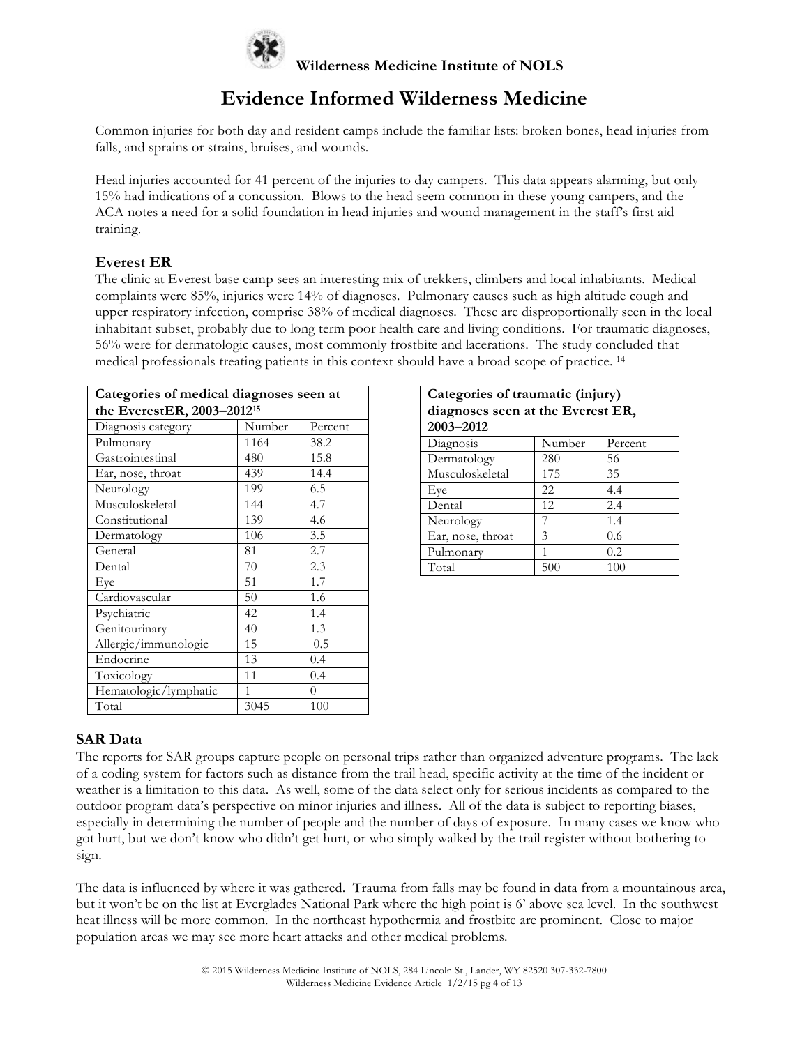Common injuries for both day and resident camps include the familiar lists: broken bones, head injuries from falls, and sprains or strains, bruises, and wounds.

Head injuries accounted for 41 percent of the injuries to day campers. This data appears alarming, but only 15% had indications of a concussion. Blows to the head seem common in these young campers, and the ACA notes a need for a solid foundation in head injuries and wound management in the staff's first aid training.

### Everest ER

The clinic at Everest base camp sees an interesting mix of trekkers, climbers and local inhabitants. Medical complaints were 85%, injuries were 14% of diagnoses. Pulmonary causes such as high altitude cough and upper respiratory infection, comprise 38% of medical diagnoses. These are disproportionally seen in the local inhabitant subset, probably due to long term poor health care and living conditions. For traumatic diagnoses, 56% were for dermatologic causes, most commonly frostbite and lacerations. The study concluded that medical professionals treating patients in this context should have a broad scope of practice. [14]

**Categories of medical diagnoses seen at the EverestER, 2003–2012[15]**

| Diagnosis category | Number | Percent |
|---|---|---|
| Pulmonary | 1164 | 38.2 |
| Gastrointestinal | 480 | 15.8 |
| Ear, nose, throat | 439 | 14.4 |
| Neurology | 199 | 6.5 |
| Musculoskeletal | 144 | 4.7 |
| Constitutional | 139 | 4.6 |
| Dermatology | 106 | 3.5 |
| General | 81 | 2.7 |
| Dental | 70 | 2.3 |
| Eye | 51 | 1.7 |
| Cardiovascular | 50 | 1.6 |
| Psychiatric | 42 | 1.4 |
| Genitourinary | 40 | 1.3 |
| Allergic/immunologic | 15 | 0.5 |
| Endocrine | 13 | 0.4 |
| Toxicology | 11 | 0.4 |
| Hematologic/lymphatic | 1 | 0 |
| Total | 3045 | 100 |

**Categories of traumatic (injury) diagnoses seen at the Everest ER, 2003–2012**

| Diagnosis | Number | Percent |
|---|---|---|
| Dermatology | 280 | 56 |
| Musculoskeletal | 175 | 35 |
| Eye | 22 | 4.4 |
| Dental | 12 | 2.4 |
| Neurology | 7 | 1.4 |
| Ear, nose, throat | 3 | 0.6 |
| Pulmonary | 1 | 0.2 |
| Total | 500 | 100 |

### SAR Data

The reports for SAR groups capture people on personal trips rather than organized adventure programs. The lack of a coding system for factors such as distance from the trail head, specific activity at the time of the incident or weather is a limitation to this data. As well, some of the data select only for serious incidents as compared to the outdoor program data's perspective on minor injuries and illness. All of the data is subject to reporting biases, especially in determining the number of people and the number of days of exposure. In many cases we know who got hurt, but we don't know who didn't get hurt, or who simply walked by the trail register without bothering to sign.

The data is influenced by where it was gathered. Trauma from falls may be found in data from a mountainous area, but it won't be on the list at Everglades National Park where the high point is 6' above sea level. In the southwest heat illness will be more common. In the northeast hypothermia and frostbite are prominent. Close to major population areas we may see more heart attacks and other medical problems.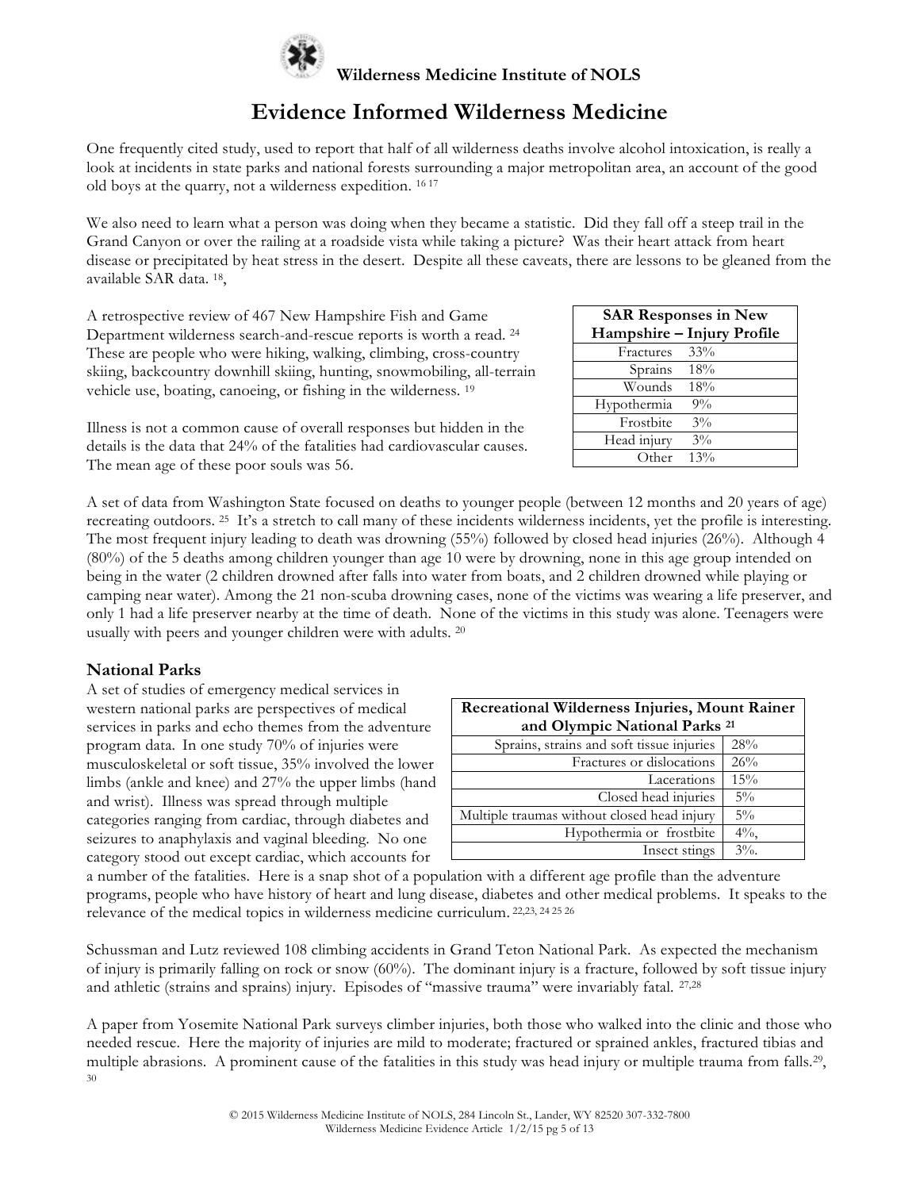One frequently cited study, used to report that half of all wilderness deaths involve alcohol intoxication, is really a look at incidents in state parks and national forests surrounding a major metropolitan area, an account of the good old boys at the quarry, not a wilderness expedition. [16 17]

We also need to learn what a person was doing when they became a statistic. Did they fall off a steep trail in the Grand Canyon or over the railing at a roadside vista while taking a picture? Was their heart attack from heart disease or precipitated by heat stress in the desert. Despite all these caveats, there are lessons to be gleaned from the available SAR data. [18],

A retrospective review of 467 New Hampshire Fish and Game Department wilderness search-and-rescue reports is worth a read. [24] These are people who were hiking, walking, climbing, cross-country skiing, backcountry downhill skiing, hunting, snowmobiling, all-terrain vehicle use, boating, canoeing, or fishing in the wilderness. [19]

| SAR Responses in New Hampshire – Injury Profile | |
|---|---|
| Fractures | 33% |
| Sprains | 18% |
| Wounds | 18% |
| Hypothermia | 9% |
| Frostbite | 3% |
| Head injury | 3% |
| Other | 13% |

Illness is not a common cause of overall responses but hidden in the details is the data that 24% of the fatalities had cardiovascular causes. The mean age of these poor souls was 56.

A set of data from Washington State focused on deaths to younger people (between 12 months and 20 years of age) recreating outdoors. [25] It's a stretch to call many of these incidents wilderness incidents, yet the profile is interesting. The most frequent injury leading to death was drowning (55%) followed by closed head injuries (26%). Although 4 (80%) of the 5 deaths among children younger than age 10 were by drowning, none in this age group intended on being in the water (2 children drowned after falls into water from boats, and 2 children drowned while playing or camping near water). Among the 21 non-scuba drowning cases, none of the victims was wearing a life preserver, and only 1 had a life preserver nearby at the time of death. None of the victims in this study was alone. Teenagers were usually with peers and younger children were with adults. [20]

## National Parks

A set of studies of emergency medical services in western national parks are perspectives of medical services in parks and echo themes from the adventure program data. In one study 70% of injuries were musculoskeletal or soft tissue, 35% involved the lower limbs (ankle and knee) and 27% the upper limbs (hand and wrist). Illness was spread through multiple categories ranging from cardiac, through diabetes and seizures to anaphylaxis and vaginal bleeding. No one category stood out except cardiac, which accounts for a number of the fatalities. Here is a snap shot of a population with a different age profile than the adventure programs, people who have history of heart and lung disease, diabetes and other medical problems. It speaks to the relevance of the medical topics in wilderness medicine curriculum. [22,23, 24 25 26]

| Recreational Wilderness Injuries, Mount Rainer and Olympic National Parks [21] | |
|---|---|
| Sprains, strains and soft tissue injuries | 28% |
| Fractures or dislocations | 26% |
| Lacerations | 15% |
| Closed head injuries | 5% |
| Multiple traumas without closed head injury | 5% |
| Hypothermia or frostbite | 4%, |
| Insect stings | 3%. |

Schussman and Lutz reviewed 108 climbing accidents in Grand Teton National Park. As expected the mechanism of injury is primarily falling on rock or snow (60%). The dominant injury is a fracture, followed by soft tissue injury and athletic (strains and sprains) injury. Episodes of "massive trauma" were invariably fatal. [27,28]

A paper from Yosemite National Park surveys climber injuries, both those who walked into the clinic and those who needed rescue. Here the majority of injuries are mild to moderate; fractured or sprained ankles, fractured tibias and multiple abrasions. A prominent cause of the fatalities in this study was head injury or multiple trauma from falls.[29, 30]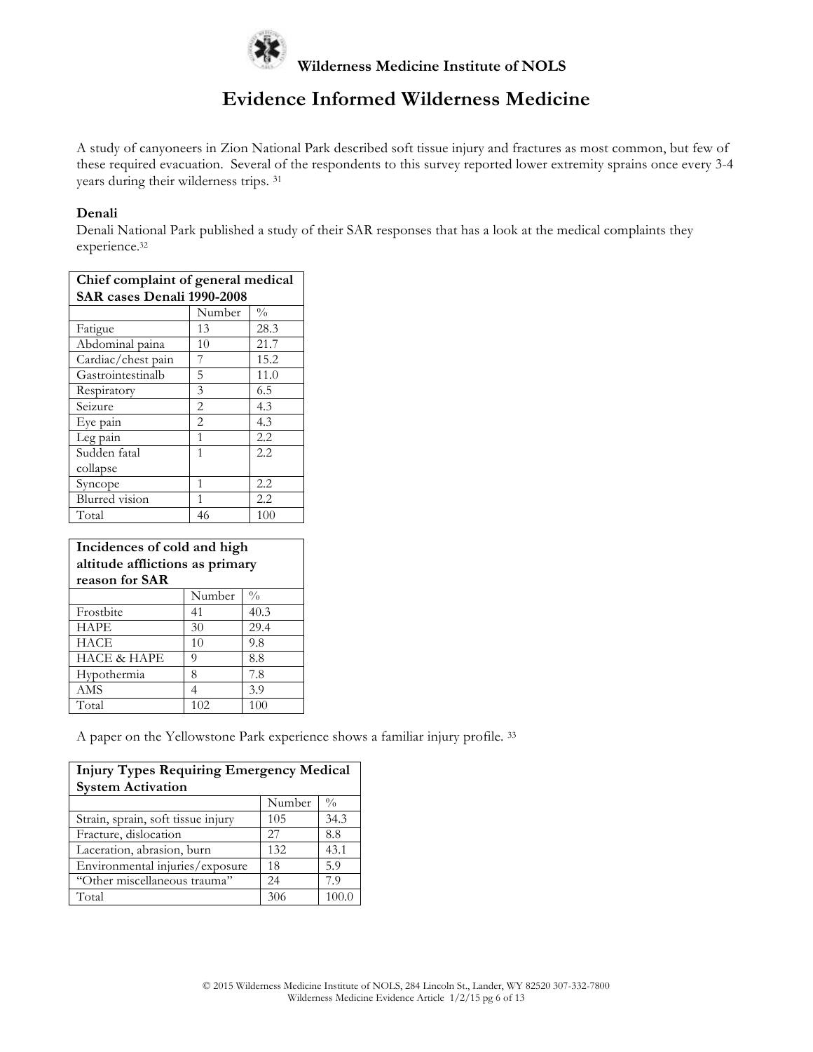A study of canyoneers in Zion National Park described soft tissue injury and fractures as most common, but few of these required evacuation. Several of the respondents to this survey reported lower extremity sprains once every 3-4 years during their wilderness trips. [31]

**Denali**

Denali National Park published a study of their SAR responses that has a look at the medical complaints they experience.[32]

| **Chief complaint of general medical SAR cases Denali 1990-2008** | | |
|---|---|---|
| | Number | % |
| Fatigue | 13 | 28.3 |
| Abdominal paina | 10 | 21.7 |
| Cardiac/chest pain | 7 | 15.2 |
| Gastrointestinalb | 5 | 11.0 |
| Respiratory | 3 | 6.5 |
| Seizure | 2 | 4.3 |
| Eye pain | 2 | 4.3 |
| Leg pain | 1 | 2.2 |
| Sudden fatal collapse | 1 | 2.2 |
| Syncope | 1 | 2.2 |
| Blurred vision | 1 | 2.2 |
| Total | 46 | 100 |

| **Incidences of cold and high altitude afflictions as primary reason for SAR** | | |
|---|---|---|
| | Number | % |
| Frostbite | 41 | 40.3 |
| HAPE | 30 | 29.4 |
| HACE | 10 | 9.8 |
| HACE & HAPE | 9 | 8.8 |
| Hypothermia | 8 | 7.8 |
| AMS | 4 | 3.9 |
| Total | 102 | 100 |

A paper on the Yellowstone Park experience shows a familiar injury profile. [33]

| **Injury Types Requiring Emergency Medical System Activation** | | |
|---|---|---|
| | Number | % |
| Strain, sprain, soft tissue injury | 105 | 34.3 |
| Fracture, dislocation | 27 | 8.8 |
| Laceration, abrasion, burn | 132 | 43.1 |
| Environmental injuries/exposure | 18 | 5.9 |
| "Other miscellaneous trauma" | 24 | 7.9 |
| Total | 306 | 100.0 |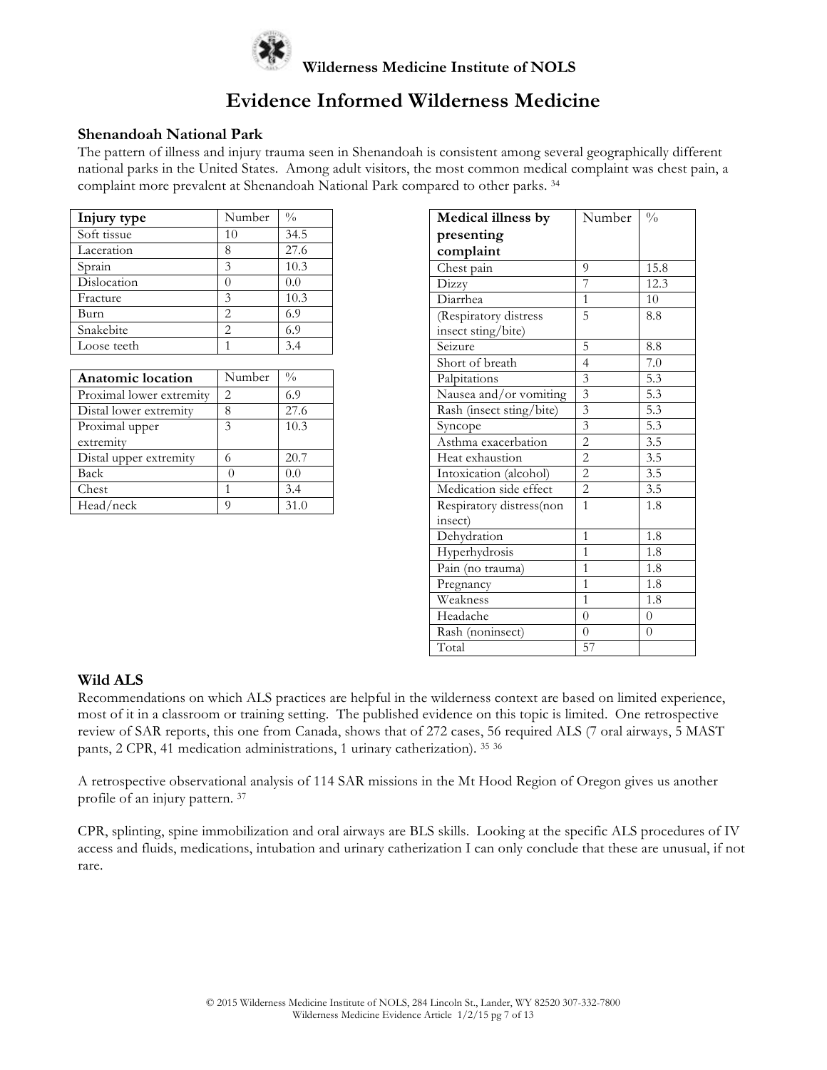## Evidence Informed Wilderness Medicine

### Shenandoah National Park

The pattern of illness and injury trauma seen in Shenandoah is consistent among several geographically different national parks in the United States. Among adult visitors, the most common medical complaint was chest pain, a complaint more prevalent at Shenandoah National Park compared to other parks. [34]

| Injury type | Number | % |
|---|---|---|
| Soft tissue | 10 | 34.5 |
| Laceration | 8 | 27.6 |
| Sprain | 3 | 10.3 |
| Dislocation | 0 | 0.0 |
| Fracture | 3 | 10.3 |
| Burn | 2 | 6.9 |
| Snakebite | 2 | 6.9 |
| Loose teeth | 1 | 3.4 |

| Anatomic location | Number | % |
|---|---|---|
| Proximal lower extremity | 2 | 6.9 |
| Distal lower extremity | 8 | 27.6 |
| Proximal upper extremity | 3 | 10.3 |
| Distal upper extremity | 6 | 20.7 |
| Back | 0 | 0.0 |
| Chest | 1 | 3.4 |
| Head/neck | 9 | 31.0 |

| Medical illness by presenting complaint | Number | % |
|---|---|---|
| Chest pain | 9 | 15.8 |
| Dizzy | 7 | 12.3 |
| Diarrhea | 1 | 10 |
| (Respiratory distress insect sting/bite) | 5 | 8.8 |
| Seizure | 5 | 8.8 |
| Short of breath | 4 | 7.0 |
| Palpitations | 3 | 5.3 |
| Nausea and/or vomiting | 3 | 5.3 |
| Rash (insect sting/bite) | 3 | 5.3 |
| Syncope | 3 | 5.3 |
| Asthma exacerbation | 2 | 3.5 |
| Heat exhaustion | 2 | 3.5 |
| Intoxication (alcohol) | 2 | 3.5 |
| Medication side effect | 2 | 3.5 |
| Respiratory distress(non insect) | 1 | 1.8 |
| Dehydration | 1 | 1.8 |
| Hyperhydrosis | 1 | 1.8 |
| Pain (no trauma) | 1 | 1.8 |
| Pregnancy | 1 | 1.8 |
| Weakness | 1 | 1.8 |
| Headache | 0 | 0 |
| Rash (noninsect) | 0 | 0 |
| Total | 57 | |

### Wild ALS

Recommendations on which ALS practices are helpful in the wilderness context are based on limited experience, most of it in a classroom or training setting. The published evidence on this topic is limited. One retrospective review of SAR reports, this one from Canada, shows that of 272 cases, 56 required ALS (7 oral airways, 5 MAST pants, 2 CPR, 41 medication administrations, 1 urinary catherization). [35,36]

A retrospective observational analysis of 114 SAR missions in the Mt Hood Region of Oregon gives us another profile of an injury pattern. [37]

CPR, splinting, spine immobilization and oral airways are BLS skills. Looking at the specific ALS procedures of IV access and fluids, medications, intubation and urinary catherization I can only conclude that these are unusual, if not rare.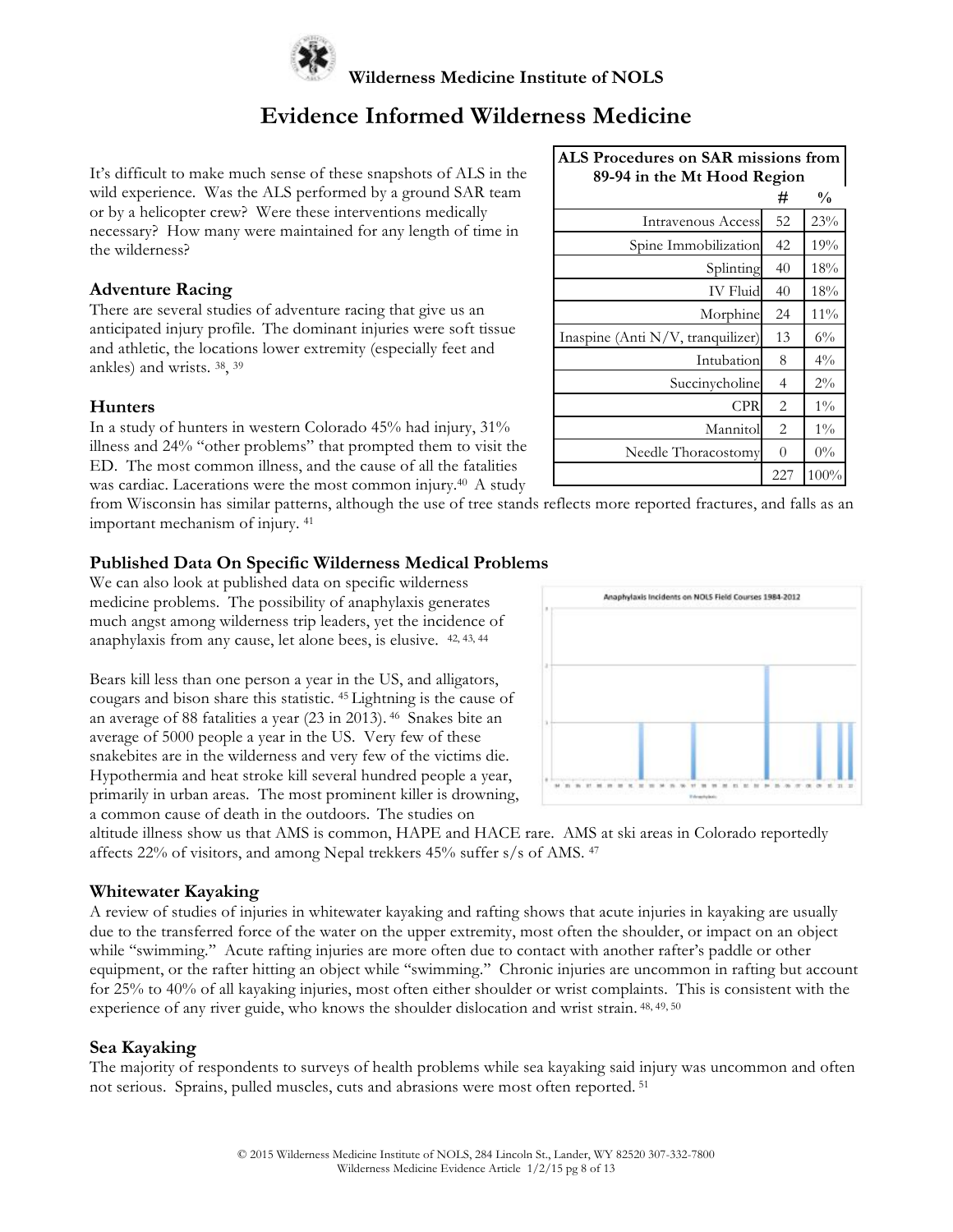It's difficult to make much sense of these snapshots of ALS in the wild experience. Was the ALS performed by a ground SAR team or by a helicopter crew? Were these interventions medically necessary? How many were maintained for any length of time in the wilderness?

| ALS Procedures on SAR missions from 89-94 in the Mt Hood Region | # | % |
|---|---|---|
| Intravenous Access | 52 | 23% |
| Spine Immobilization | 42 | 19% |
| Splinting | 40 | 18% |
| IV Fluid | 40 | 18% |
| Morphine | 24 | 11% |
| Inaspine (Anti N/V, tranquilizer) | 13 | 6% |
| Intubation | 8 | 4% |
| Succinycholine | 4 | 2% |
| CPR | 2 | 1% |
| Mannitol | 2 | 1% |
| Needle Thoracostomy | 0 | 0% |
| | 227 | 100% |

### Adventure Racing

There are several studies of adventure racing that give us an anticipated injury profile. The dominant injuries were soft tissue and athletic, the locations lower extremity (especially feet and ankles) and wrists. [38], [39]

### Hunters

In a study of hunters in western Colorado 45% had injury, 31% illness and 24% "other problems" that prompted them to visit the ED. The most common illness, and the cause of all the fatalities was cardiac. Lacerations were the most common injury.[40] A study from Wisconsin has similar patterns, although the use of tree stands reflects more reported fractures, and falls as an important mechanism of injury. [41]

### Published Data On Specific Wilderness Medical Problems

We can also look at published data on specific wilderness medicine problems. The possibility of anaphylaxis generates much angst among wilderness trip leaders, yet the incidence of anaphylaxis from any cause, let alone bees, is elusive. [42, 43, 44]

Anaphylaxis Incidents on NOLS Field Courses 1984-2012

Bears kill less than one person a year in the US, and alligators, cougars and bison share this statistic. [45] Lightning is the cause of an average of 88 fatalities a year (23 in 2013). [46] Snakes bite an average of 5000 people a year in the US. Very few of these snakebites are in the wilderness and very few of the victims die. Hypothermia and heat stroke kill several hundred people a year, primarily in urban areas. The most prominent killer is drowning, a common cause of death in the outdoors. The studies on altitude illness show us that AMS is common, HAPE and HACE rare. AMS at ski areas in Colorado reportedly affects 22% of visitors, and among Nepal trekkers 45% suffer s/s of AMS. [47]

### Whitewater Kayaking

A review of studies of injuries in whitewater kayaking and rafting shows that acute injuries in kayaking are usually due to the transferred force of the water on the upper extremity, most often the shoulder, or impact on an object while "swimming." Acute rafting injuries are more often due to contact with another rafter's paddle or other equipment, or the rafter hitting an object while "swimming." Chronic injuries are uncommon in rafting but account for 25% to 40% of all kayaking injuries, most often either shoulder or wrist complaints. This is consistent with the experience of any river guide, who knows the shoulder dislocation and wrist strain. [48, 49, 50]

### Sea Kayaking

The majority of respondents to surveys of health problems while sea kayaking said injury was uncommon and often not serious. Sprains, pulled muscles, cuts and abrasions were most often reported. [51]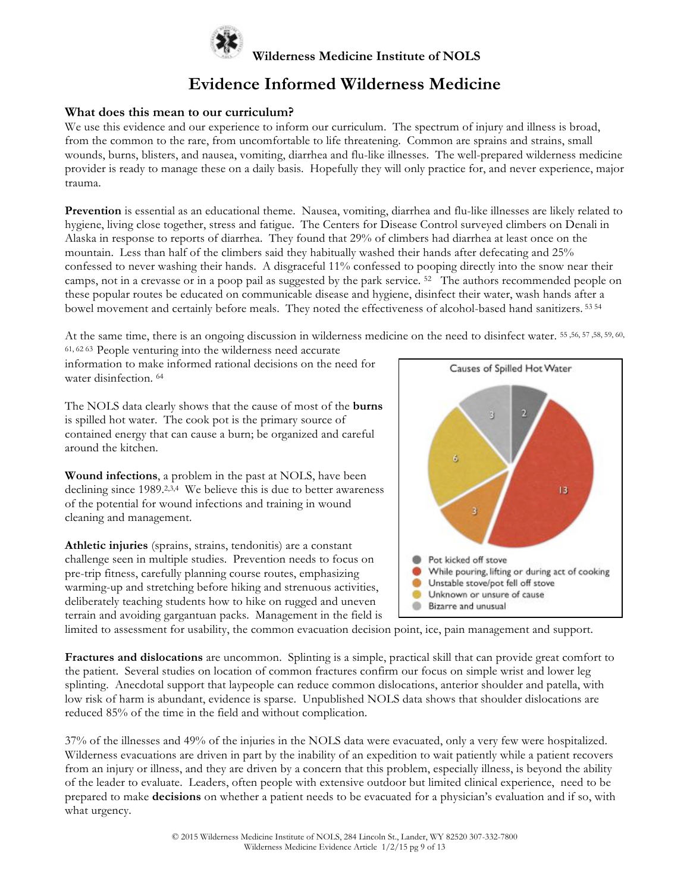# Evidence Informed Wilderness Medicine

### What does this mean to our curriculum?

We use this evidence and our experience to inform our curriculum. The spectrum of injury and illness is broad, from the common to the rare, from uncomfortable to life threatening. Common are sprains and strains, small wounds, burns, blisters, and nausea, vomiting, diarrhea and flu-like illnesses. The well-prepared wilderness medicine provider is ready to manage these on a daily basis. Hopefully they will only practice for, and never experience, major trauma.

**Prevention** is essential as an educational theme. Nausea, vomiting, diarrhea and flu-like illnesses are likely related to hygiene, living close together, stress and fatigue. The Centers for Disease Control surveyed climbers on Denali in Alaska in response to reports of diarrhea. They found that 29% of climbers had diarrhea at least once on the mountain. Less than half of the climbers said they habitually washed their hands after defecating and 25% confessed to never washing their hands. A disgraceful 11% confessed to pooping directly into the snow near their camps, not in a crevasse or in a poop pail as suggested by the park service. [52] The authors recommended people on these popular routes be educated on communicable disease and hygiene, disinfect their water, wash hands after a bowel movement and certainly before meals. They noted the effectiveness of alcohol-based hand sanitizers. [53 54]

At the same time, there is an ongoing discussion in wilderness medicine on the need to disinfect water. [55,56,57,58,59,60,61,62,63] People venturing into the wilderness need accurate information to make informed rational decisions on the need for water disinfection. [64]

The NOLS data clearly shows that the cause of most of the **burns** is spilled hot water. The cook pot is the primary source of contained energy that can cause a burn; be organized and careful around the kitchen.

Causes of Spilled Hot Water

| Cause | Count |
|---|---|
| Pot kicked off stove | 2 |
| While pouring, lifting or during act of cooking | 13 |
| Unstable stove/pot fell off stove | 3 |
| Unknown or unsure of cause | 6 |
| Bizarre and unusual | 3 |

**Wound infections**, a problem in the past at NOLS, have been declining since 1989.[2,3,4] We believe this is due to better awareness of the potential for wound infections and training in wound cleaning and management.

**Athletic injuries** (sprains, strains, tendonitis) are a constant challenge seen in multiple studies. Prevention needs to focus on pre-trip fitness, carefully planning course routes, emphasizing warming-up and stretching before hiking and strenuous activities, deliberately teaching students how to hike on rugged and uneven terrain and avoiding gargantuan packs. Management in the field is limited to assessment for usability, the common evacuation decision point, ice, pain management and support.

**Fractures and dislocations** are uncommon. Splinting is a simple, practical skill that can provide great comfort to the patient. Several studies on location of common fractures confirm our focus on simple wrist and lower leg splinting. Anecdotal support that laypeople can reduce common dislocations, anterior shoulder and patella, with low risk of harm is abundant, evidence is sparse. Unpublished NOLS data shows that shoulder dislocations are reduced 85% of the time in the field and without complication.

37% of the illnesses and 49% of the injuries in the NOLS data were evacuated, only a very few were hospitalized. Wilderness evacuations are driven in part by the inability of an expedition to wait patiently while a patient recovers from an injury or illness, and they are driven by a concern that this problem, especially illness, is beyond the ability of the leader to evaluate. Leaders, often people with extensive outdoor but limited clinical experience, need to be prepared to make **decisions** on whether a patient needs to be evacuated for a physician's evaluation and if so, with what urgency.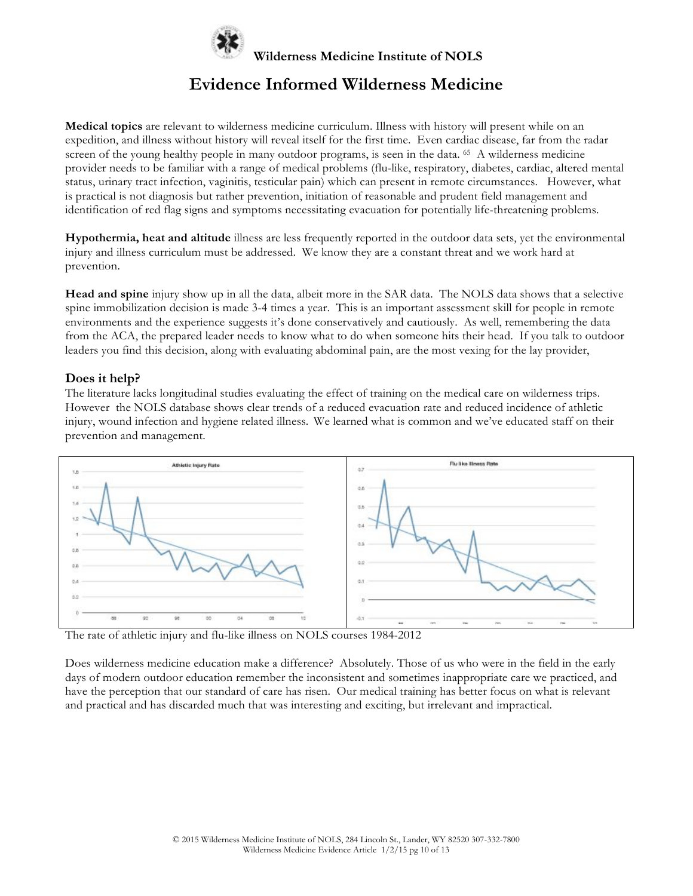**Wilderness Medicine Institute of NOLS**

# Evidence Informed Wilderness Medicine

**Medical topics** are relevant to wilderness medicine curriculum. Illness with history will present while on an expedition, and illness without history will reveal itself for the first time. Even cardiac disease, far from the radar screen of the young healthy people in many outdoor programs, is seen in the data. [65] A wilderness medicine provider needs to be familiar with a range of medical problems (flu-like, respiratory, diabetes, cardiac, altered mental status, urinary tract infection, vaginitis, testicular pain) which can present in remote circumstances. However, what is practical is not diagnosis but rather prevention, initiation of reasonable and prudent field management and identification of red flag signs and symptoms necessitating evacuation for potentially life-threatening problems.

**Hypothermia, heat and altitude** illness are less frequently reported in the outdoor data sets, yet the environmental injury and illness curriculum must be addressed. We know they are a constant threat and we work hard at prevention.

**Head and spine** injury show up in all the data, albeit more in the SAR data. The NOLS data shows that a selective spine immobilization decision is made 3-4 times a year. This is an important assessment skill for people in remote environments and the experience suggests it's done conservatively and cautiously. As well, remembering the data from the ACA, the prepared leader needs to know what to do when someone hits their head. If you talk to outdoor leaders you find this decision, along with evaluating abdominal pain, are the most vexing for the lay provider,

## Does it help?

The literature lacks longitudinal studies evaluating the effect of training on the medical care on wilderness trips. However the NOLS database shows clear trends of a reduced evacuation rate and reduced incidence of athletic injury, wound infection and hygiene related illness. We learned what is common and we've educated staff on their prevention and management.

The rate of athletic injury and flu-like illness on NOLS courses 1984-2012

Does wilderness medicine education make a difference? Absolutely. Those of us who were in the field in the early days of modern outdoor education remember the inconsistent and sometimes inappropriate care we practiced, and have the perception that our standard of care has risen. Our medical training has better focus on what is relevant and practical and has discarded much that was interesting and exciting, but irrelevant and impractical.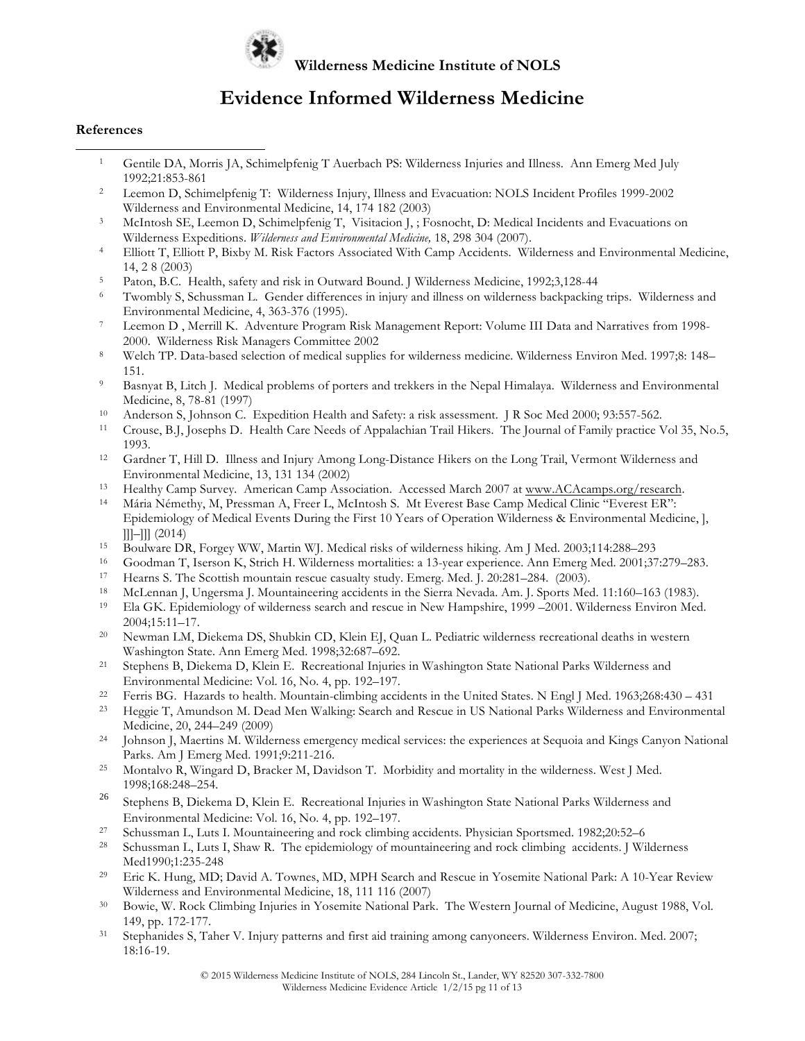# Evidence Informed Wilderness Medicine

**References**

1. Gentile DA, Morris JA, Schimelpfenig T Auerbach PS: Wilderness Injuries and Illness. Ann Emerg Med July 1992;21:853-861
2. Leemon D, Schimelpfenig T: Wilderness Injury, Illness and Evacuation: NOLS Incident Profiles 1999-2002 Wilderness and Environmental Medicine, 14, 174 182 (2003)
3. McIntosh SE, Leemon D, Schimelpfenig T, Visitacion J, ; Fosnocht, D: Medical Incidents and Evacuations on Wilderness Expeditions. *Wilderness and Environmental Medicine,* 18, 298 304 (2007).
4. Elliott T, Elliott P, Bixby M. Risk Factors Associated With Camp Accidents. Wilderness and Environmental Medicine, 14, 2 8 (2003)
5. Paton, B.C. Health, safety and risk in Outward Bound. J Wilderness Medicine, 1992;3,128-44
6. Twombly S, Schussman L. Gender differences in injury and illness on wilderness backpacking trips. Wilderness and Environmental Medicine, 4, 363-376 (1995).
7. Leemon D , Merrill K. Adventure Program Risk Management Report: Volume III Data and Narratives from 1998-2000. Wilderness Risk Managers Committee 2002
8. Welch TP. Data-based selection of medical supplies for wilderness medicine. Wilderness Environ Med. 1997;8: 148–151.
9. Basnyat B, Litch J. Medical problems of porters and trekkers in the Nepal Himalaya. Wilderness and Environmental Medicine, 8, 78-81 (1997)
10. Anderson S, Johnson C. Expedition Health and Safety: a risk assessment. J R Soc Med 2000; 93:557-562.
11. Crouse, B.J, Josephs D. Health Care Needs of Appalachian Trail Hikers. The Journal of Family practice Vol 35, No.5, 1993.
12. Gardner T, Hill D. Illness and Injury Among Long-Distance Hikers on the Long Trail, Vermont Wilderness and Environmental Medicine, 13, 131 134 (2002)
13. Healthy Camp Survey. American Camp Association. Accessed March 2007 at www.ACAcamps.org/research.
14. Mária Némethy, M, Pressman A, Freer L, McIntosh S. Mt Everest Base Camp Medical Clinic "Everest ER": Epidemiology of Medical Events During the First 10 Years of Operation Wilderness & Environmental Medicine, ], ]]]–]]] (2014)
15. Boulware DR, Forgey WW, Martin WJ. Medical risks of wilderness hiking. Am J Med. 2003;114:288–293
16. Goodman T, Iserson K, Strich H. Wilderness mortalities: a 13-year experience. Ann Emerg Med. 2001;37:279–283.
17. Hearns S. The Scottish mountain rescue casualty study. Emerg. Med. J. 20:281–284. (2003).
18. McLennan J, Ungersma J. Mountaineering accidents in the Sierra Nevada. Am. J. Sports Med. 11:160–163 (1983).
19. Ela GK. Epidemiology of wilderness search and rescue in New Hampshire, 1999 –2001. Wilderness Environ Med. 2004;15:11–17.
20. Newman LM, Diekema DS, Shubkin CD, Klein EJ, Quan L. Pediatric wilderness recreational deaths in western Washington State. Ann Emerg Med. 1998;32:687–692.
21. Stephens B, Diekema D, Klein E. Recreational Injuries in Washington State National Parks Wilderness and Environmental Medicine: Vol. 16, No. 4, pp. 192–197.
22. Ferris BG. Hazards to health. Mountain-climbing accidents in the United States. N Engl J Med. 1963;268:430 – 431
23. Heggie T, Amundson M. Dead Men Walking: Search and Rescue in US National Parks Wilderness and Environmental Medicine, 20, 244–249 (2009)
24. Johnson J, Maertins M. Wilderness emergency medical services: the experiences at Sequoia and Kings Canyon National Parks. Am J Emerg Med. 1991;9:211-216.
25. Montalvo R, Wingard D, Bracker M, Davidson T. Morbidity and mortality in the wilderness. West J Med. 1998;168:248–254.
26. Stephens B, Diekema D, Klein E. Recreational Injuries in Washington State National Parks Wilderness and Environmental Medicine: Vol. 16, No. 4, pp. 192–197.
27. Schussman L, Luts I. Mountaineering and rock climbing accidents. Physician Sportsmed. 1982;20:52–6
28. Schussman L, Luts I, Shaw R. The epidemiology of mountaineering and rock climbing accidents. J Wilderness Med1990;1:235-248
29. Eric K. Hung, MD; David A. Townes, MD, MPH Search and Rescue in Yosemite National Park: A 10-Year Review Wilderness and Environmental Medicine, 18, 111 116 (2007)
30. Bowie, W. Rock Climbing Injuries in Yosemite National Park. The Western Journal of Medicine, August 1988, Vol. 149, pp. 172-177.
31. Stephanides S, Taher V. Injury patterns and first aid training among canyoneers. Wilderness Environ. Med. 2007; 18:16-19.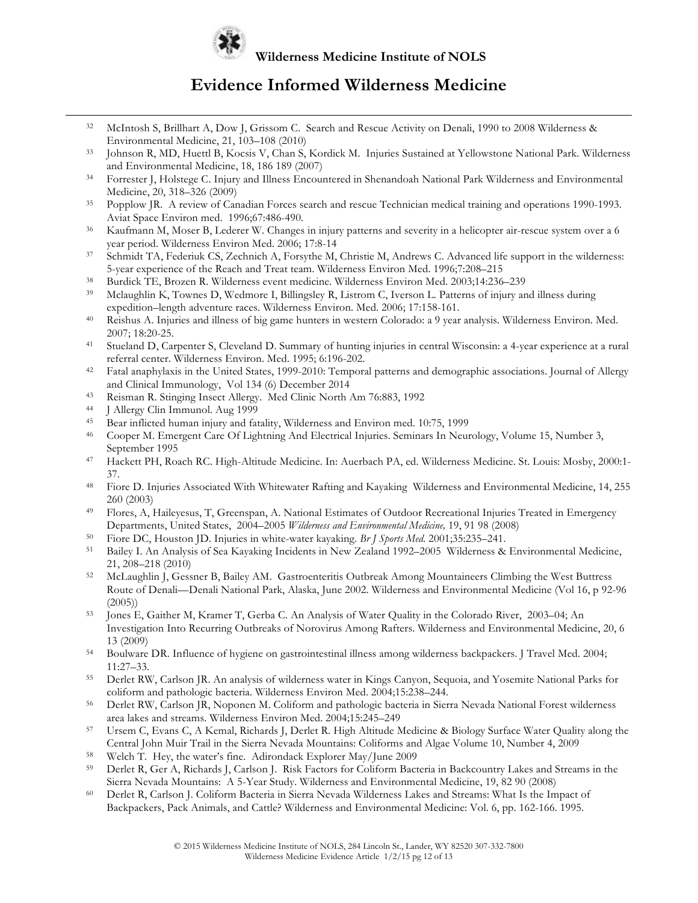[32] McIntosh S, Brillhart A, Dow J, Grissom C. Search and Rescue Activity on Denali, 1990 to 2008 Wilderness & Environmental Medicine, 21, 103–108 (2010)

[33] Johnson R, MD, Huettl B, Kocsis V, Chan S, Kordick M. Injuries Sustained at Yellowstone National Park. Wilderness and Environmental Medicine, 18, 186 189 (2007)

[34] Forrester J, Holstege C. Injury and Illness Encountered in Shenandoah National Park Wilderness and Environmental Medicine, 20, 318–326 (2009)

[35] Popplow JR. A review of Canadian Forces search and rescue Technician medical training and operations 1990-1993. Aviat Space Environ med. 1996;67:486-490.

[36] Kaufmann M, Moser B, Lederer W. Changes in injury patterns and severity in a helicopter air-rescue system over a 6 year period. Wilderness Environ Med. 2006; 17:8-14

[37] Schmidt TA, Federiuk CS, Zechnich A, Forsythe M, Christie M, Andrews C. Advanced life support in the wilderness: 5-year experience of the Reach and Treat team. Wilderness Environ Med. 1996;7:208–215

[38] Burdick TE, Brozen R. Wilderness event medicine. Wilderness Environ Med. 2003;14:236–239

[39] Mclaughlin K, Townes D, Wedmore I, Billingsley R, Listrom C, Iverson L. Patterns of injury and illness during expedition–length adventure races. Wilderness Environ. Med. 2006; 17:158-161.

[40] Reishus A. Injuries and illness of big game hunters in western Colorado: a 9 year analysis. Wilderness Environ. Med. 2007; 18:20-25.

[41] Stueland D, Carpenter S, Cleveland D. Summary of hunting injuries in central Wisconsin: a 4-year experience at a rural referral center. Wilderness Environ. Med. 1995; 6:196-202.

[42] Fatal anaphylaxis in the United States, 1999-2010: Temporal patterns and demographic associations. Journal of Allergy and Clinical Immunology, Vol 134 (6) December 2014

[43] Reisman R. Stinging Insect Allergy. Med Clinic North Am 76:883, 1992

[44] J Allergy Clin Immunol. Aug 1999

[45] Bear inflicted human injury and fatality, Wilderness and Environ med. 10:75, 1999

[46] Cooper M. Emergent Care Of Lightning And Electrical Injuries. Seminars In Neurology, Volume 15, Number 3, September 1995

[47] Hackett PH, Roach RC. High-Altitude Medicine. In: Auerbach PA, ed. Wilderness Medicine. St. Louis: Mosby, 2000:1-37.

[48] Fiore D. Injuries Associated With Whitewater Rafting and Kayaking Wilderness and Environmental Medicine, 14, 255 260 (2003)

[49] Flores, A, Haileyesus, T, Greenspan, A. National Estimates of Outdoor Recreational Injuries Treated in Emergency Departments, United States, 2004–2005 *Wilderness and Environmental Medicine,* 19, 91 98 (2008)

[50] Fiore DC, Houston JD. Injuries in white-water kayaking. *Br J Sports Med.* 2001;35:235–241.

[51] Bailey I. An Analysis of Sea Kayaking Incidents in New Zealand 1992–2005 Wilderness & Environmental Medicine, 21, 208–218 (2010)

[52] McLaughlin J, Gessner B, Bailey AM. Gastroenteritis Outbreak Among Mountaineers Climbing the West Buttress Route of Denali—Denali National Park, Alaska, June 2002. Wilderness and Environmental Medicine (Vol 16, p 92-96 (2005))

[53] Jones E, Gaither M, Kramer T, Gerba C. An Analysis of Water Quality in the Colorado River, 2003–04; An Investigation Into Recurring Outbreaks of Norovirus Among Rafters. Wilderness and Environmental Medicine, 20, 6 13 (2009)

[54] Boulware DR. Influence of hygiene on gastrointestinal illness among wilderness backpackers. J Travel Med. 2004; 11:27–33.

[55] Derlet RW, Carlson JR. An analysis of wilderness water in Kings Canyon, Sequoia, and Yosemite National Parks for coliform and pathologic bacteria. Wilderness Environ Med. 2004;15:238–244.

[56] Derlet RW, Carlson JR, Noponen M. Coliform and pathologic bacteria in Sierra Nevada National Forest wilderness area lakes and streams. Wilderness Environ Med. 2004;15:245–249

[57] Ursem C, Evans C, A Kemal, Richards J, Derlet R. High Altitude Medicine & Biology Surface Water Quality along the Central John Muir Trail in the Sierra Nevada Mountains: Coliforms and Algae Volume 10, Number 4, 2009

[58] Welch T. Hey, the water's fine. Adirondack Explorer May/June 2009

[59] Derlet R, Ger A, Richards J, Carlson J. Risk Factors for Coliform Bacteria in Backcountry Lakes and Streams in the Sierra Nevada Mountains: A 5-Year Study. Wilderness and Environmental Medicine, 19, 82 90 (2008)

[60] Derlet R, Carlson J. Coliform Bacteria in Sierra Nevada Wilderness Lakes and Streams: What Is the Impact of Backpackers, Pack Animals, and Cattle? Wilderness and Environmental Medicine: Vol. 6, pp. 162-166. 1995.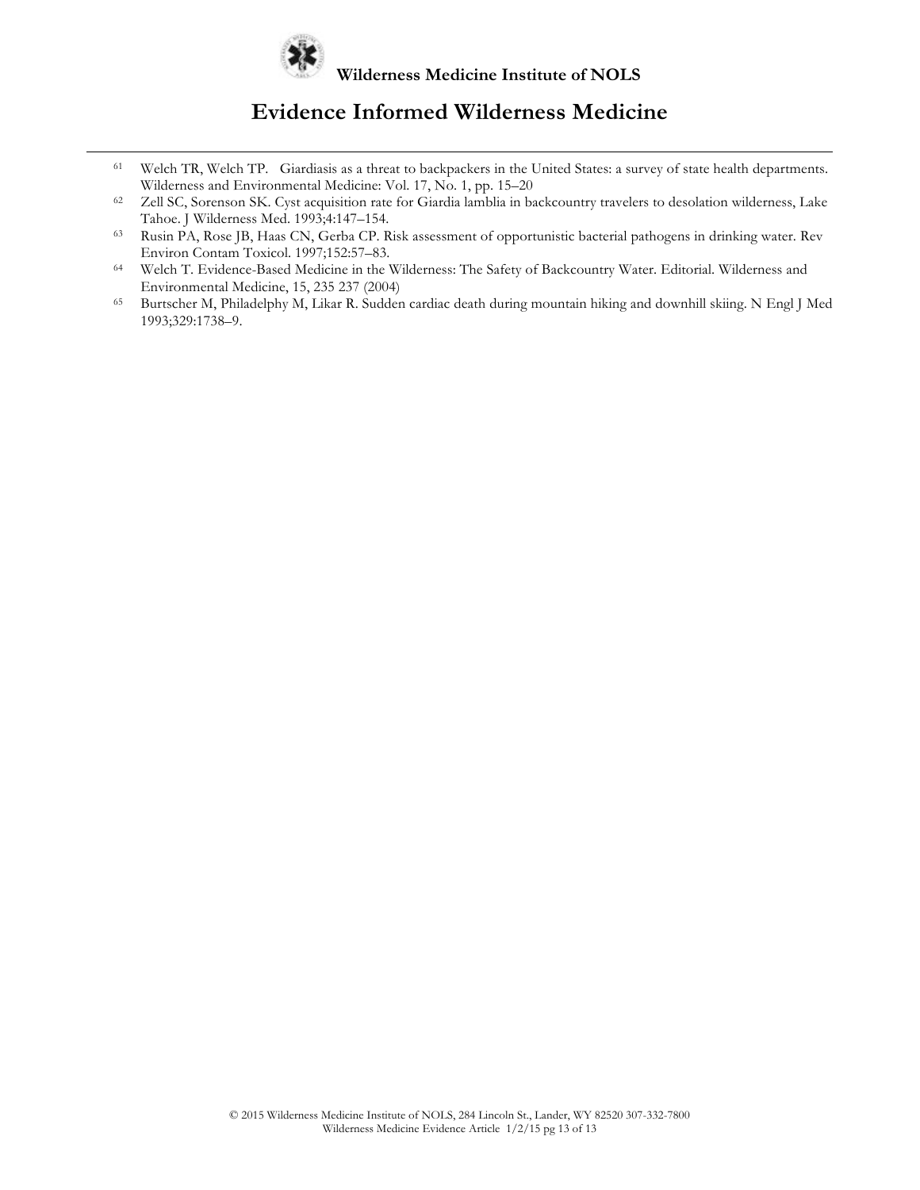61. Welch TR, Welch TP. Giardiasis as a threat to backpackers in the United States: a survey of state health departments. Wilderness and Environmental Medicine: Vol. 17, No. 1, pp. 15–20
62. Zell SC, Sorenson SK. Cyst acquisition rate for Giardia lamblia in backcountry travelers to desolation wilderness, Lake Tahoe. J Wilderness Med. 1993;4:147–154.
63. Rusin PA, Rose JB, Haas CN, Gerba CP. Risk assessment of opportunistic bacterial pathogens in drinking water. Rev Environ Contam Toxicol. 1997;152:57–83.
64. Welch T. Evidence-Based Medicine in the Wilderness: The Safety of Backcountry Water. Editorial. Wilderness and Environmental Medicine, 15, 235 237 (2004)
65. Burtscher M, Philadelphy M, Likar R. Sudden cardiac death during mountain hiking and downhill skiing. N Engl J Med 1993;329:1738–9.